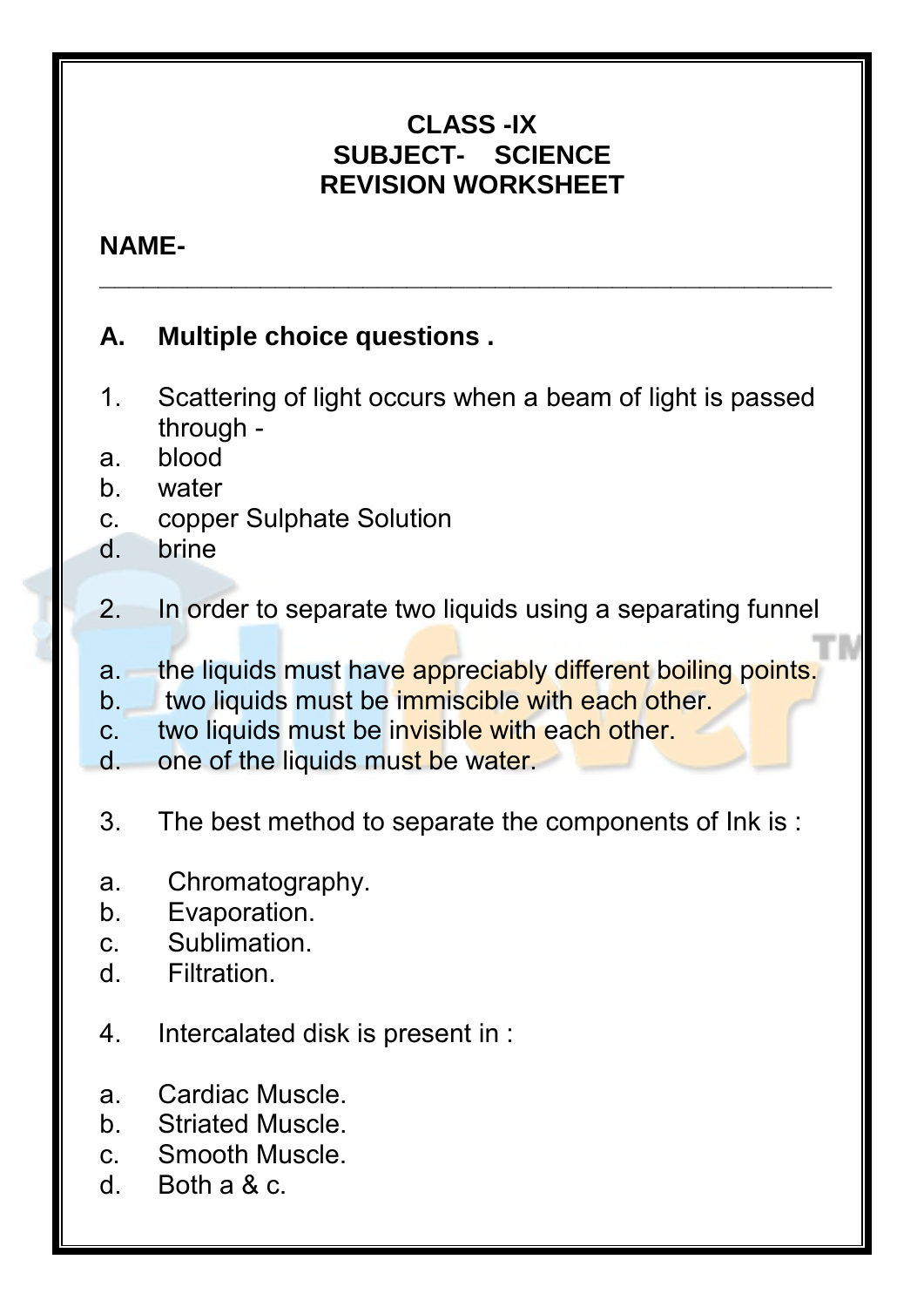**CLASS -IX**
**SUBJECT- SCIENCE**
**REVISION WORKSHEET**

**NAME-**

---

## A. Multiple choice questions .

1. Scattering of light occurs when a beam of light is passed through -
   a. blood
   b. water
   c. copper Sulphate Solution
   d. brine

2. In order to separate two liquids using a separating funnel
   a. the liquids must have appreciably different boiling points.
   b. two liquids must be immiscible with each other.
   c. two liquids must be invisible with each other.
   d. one of the liquids must be water.

3. The best method to separate the components of Ink is :
   a. Chromatography.
   b. Evaporation.
   c. Sublimation.
   d. Filtration.

4. Intercalated disk is present in :
   a. Cardiac Muscle.
   b. Striated Muscle.
   c. Smooth Muscle.
   d. Both a & c.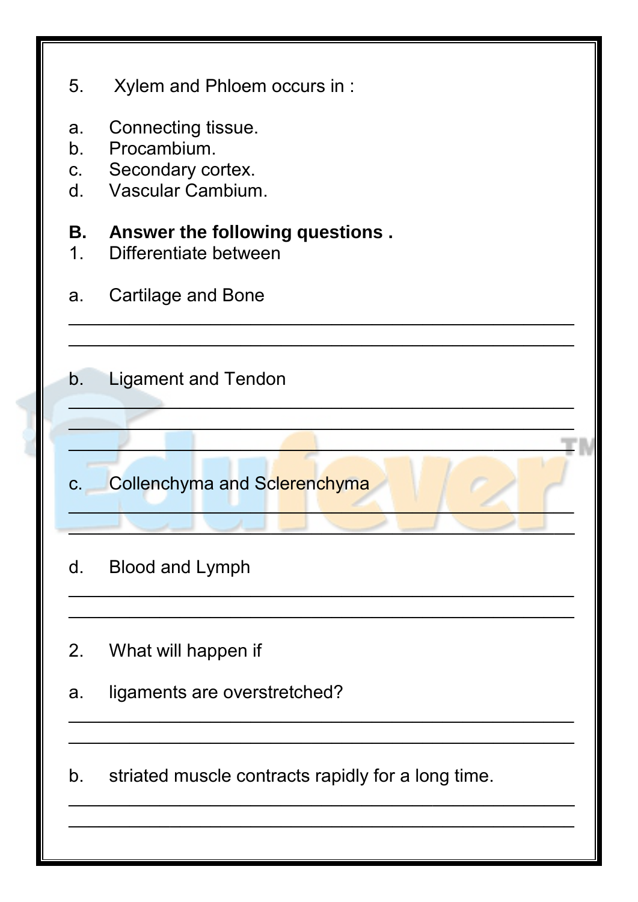5. Xylem and Phloem occurs in :

a. Connecting tissue.
b. Procambium.
c. Secondary cortex.
d. Vascular Cambium.

**B. Answer the following questions .**

1. Differentiate between

a. Cartilage and Bone

______________________________________________________________________

______________________________________________________________________

b. Ligament and Tendon

______________________________________________________________________

______________________________________________________________________

______________________________________________________________________

c. Collenchyma and Sclerenchyma

______________________________________________________________________

______________________________________________________________________

d. Blood and Lymph

______________________________________________________________________

______________________________________________________________________

2. What will happen if

a. ligaments are overstretched?

______________________________________________________________________

______________________________________________________________________

b. striated muscle contracts rapidly for a long time.

______________________________________________________________________

______________________________________________________________________